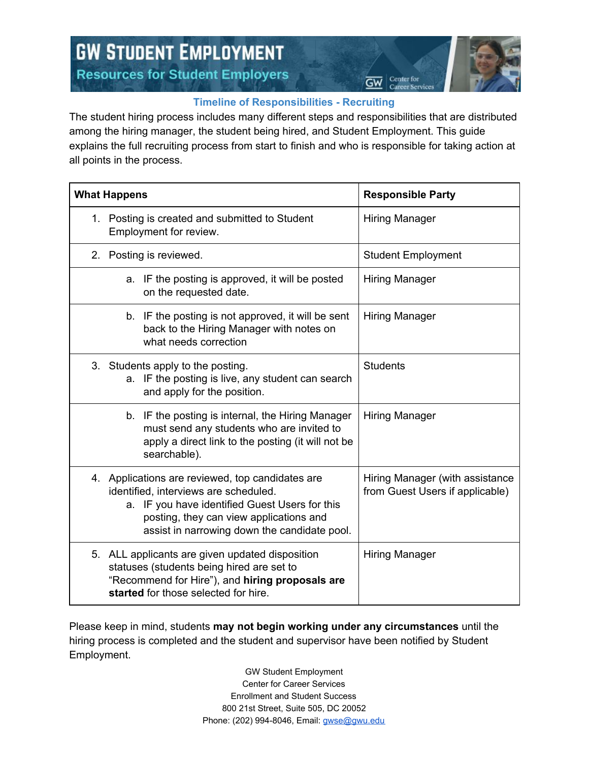# GW Student Employment

## Resources for Student Employers

### Timeline of Responsibilities - Recruiting

The student hiring process includes many different steps and responsibilities that are distributed among the hiring manager, the student being hired, and Student Employment. This guide explains the full recruiting process from start to finish and who is responsible for taking action at all points in the process.

| What Happens | Responsible Party |
|---|---|
| 1. Posting is created and submitted to Student Employment for review. | Hiring Manager |
| 2. Posting is reviewed. | Student Employment |
| a. IF the posting is approved, it will be posted on the requested date. | Hiring Manager |
| b. IF the posting is not approved, it will be sent back to the Hiring Manager with notes on what needs correction | Hiring Manager |
| 3. Students apply to the posting. a. IF the posting is live, any student can search and apply for the position. | Students |
| b. IF the posting is internal, the Hiring Manager must send any students who are invited to apply a direct link to the posting (it will not be searchable). | Hiring Manager |
| 4. Applications are reviewed, top candidates are identified, interviews are scheduled. a. IF you have identified Guest Users for this posting, they can view applications and assist in narrowing down the candidate pool. | Hiring Manager (with assistance from Guest Users if applicable) |
| 5. ALL applicants are given updated disposition statuses (students being hired are set to "Recommend for Hire"), and **hiring proposals are started** for those selected for hire. | Hiring Manager |

Please keep in mind, students **may not begin working under any circumstances** until the hiring process is completed and the student and supervisor have been notified by Student Employment.

GW Student Employment
Center for Career Services
Enrollment and Student Success
800 21st Street, Suite 505, DC 20052
Phone: (202) 994-8046, Email: gwse@gwu.edu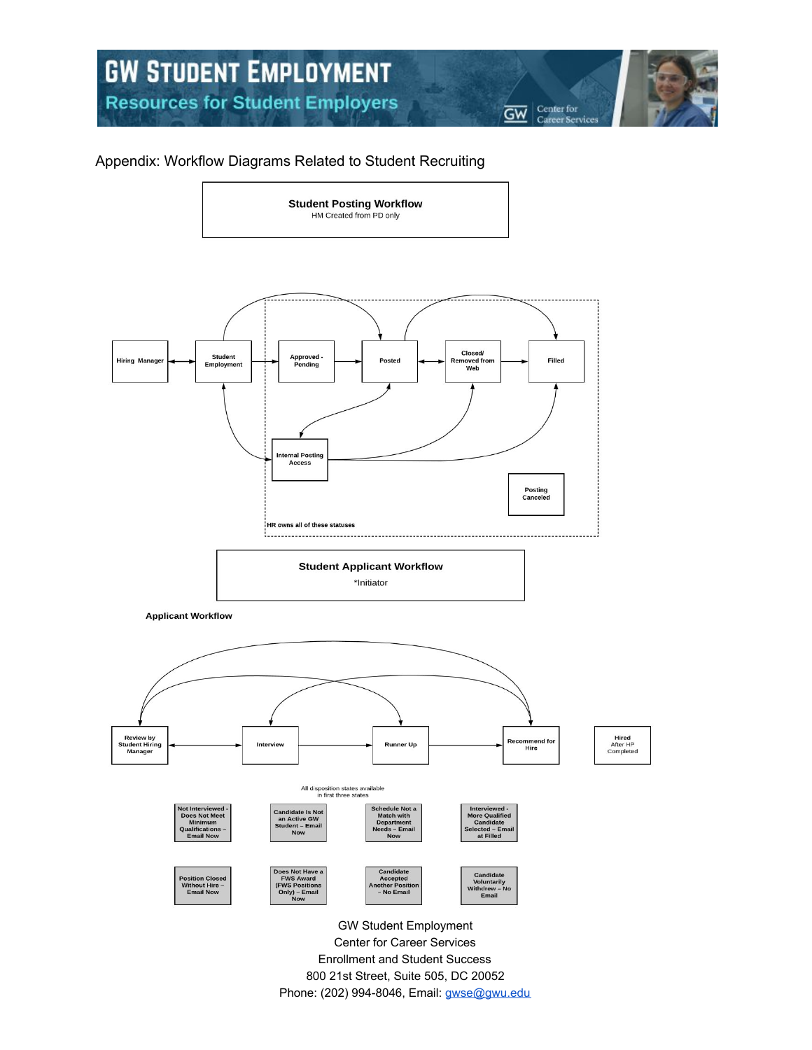Appendix: Workflow Diagrams Related to Student Recruiting

**Student Posting Workflow**
HM Created from PD only

Hiring Manager
Student Employment
Approved - Pending
Posted
Closed/ Removed from Web
Filled
Internal Posting Access
Posting Canceled
HR owns all of these statuses

**Student Applicant Workflow**
*Initiator

**Applicant Workflow**

Review by Student Hiring Manager
Interview
Runner Up
Recommend for Hire
Hired After HP Completed

All disposition states available in first three states

Not Interviewed - Does Not Meet Minimum Qualifications – Email Now
Candidate Is Not an Active GW Student – Email Now
Schedule Not a Match with Department Needs – Email Now
Interviewed - More Qualified Candidate Selected – Email at Filled
Position Closed Without Hire – Email Now
Does Not Have a FWS Award (FWS Positions Only) – Email Now
Candidate Accepted Another Position – No Email
Candidate Voluntarily Withdrew – No Email

GW Student Employment
Center for Career Services
Enrollment and Student Success
800 21st Street, Suite 505, DC 20052
Phone: (202) 994-8046, Email: gwse@gwu.edu